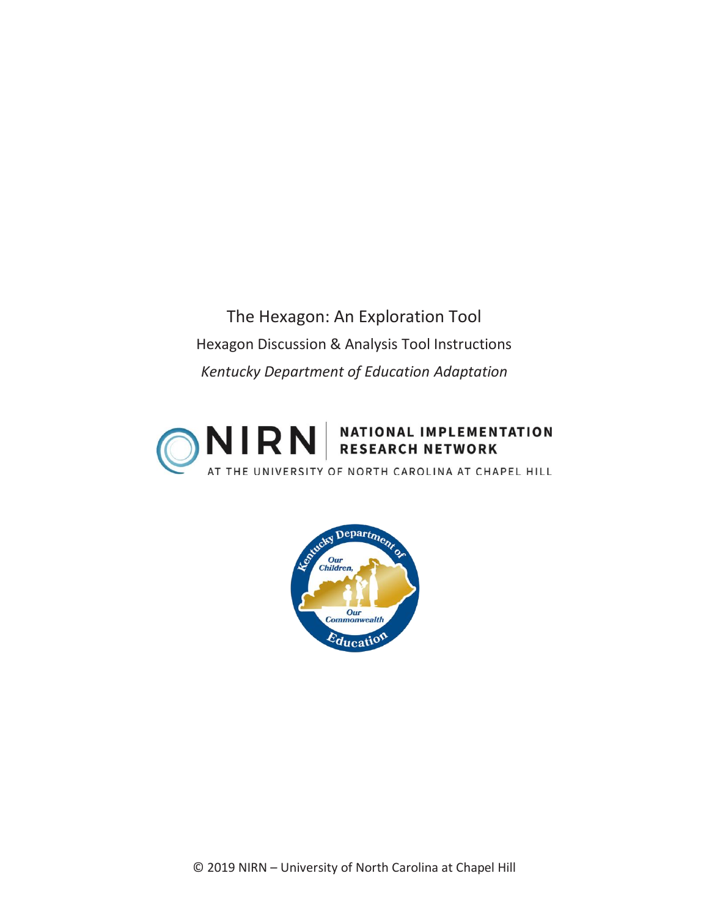# The Hexagon: An Exploration Tool

## Hexagon Discussion & Analysis Tool Instructions

*Kentucky Department of Education Adaptation*

NIRN | NATIONAL IMPLEMENTATION RESEARCH NETWORK
AT THE UNIVERSITY OF NORTH CAROLINA AT CHAPEL HILL

Kentucky Department of Education
Our Children, Our Commonwealth

© 2019 NIRN – University of North Carolina at Chapel Hill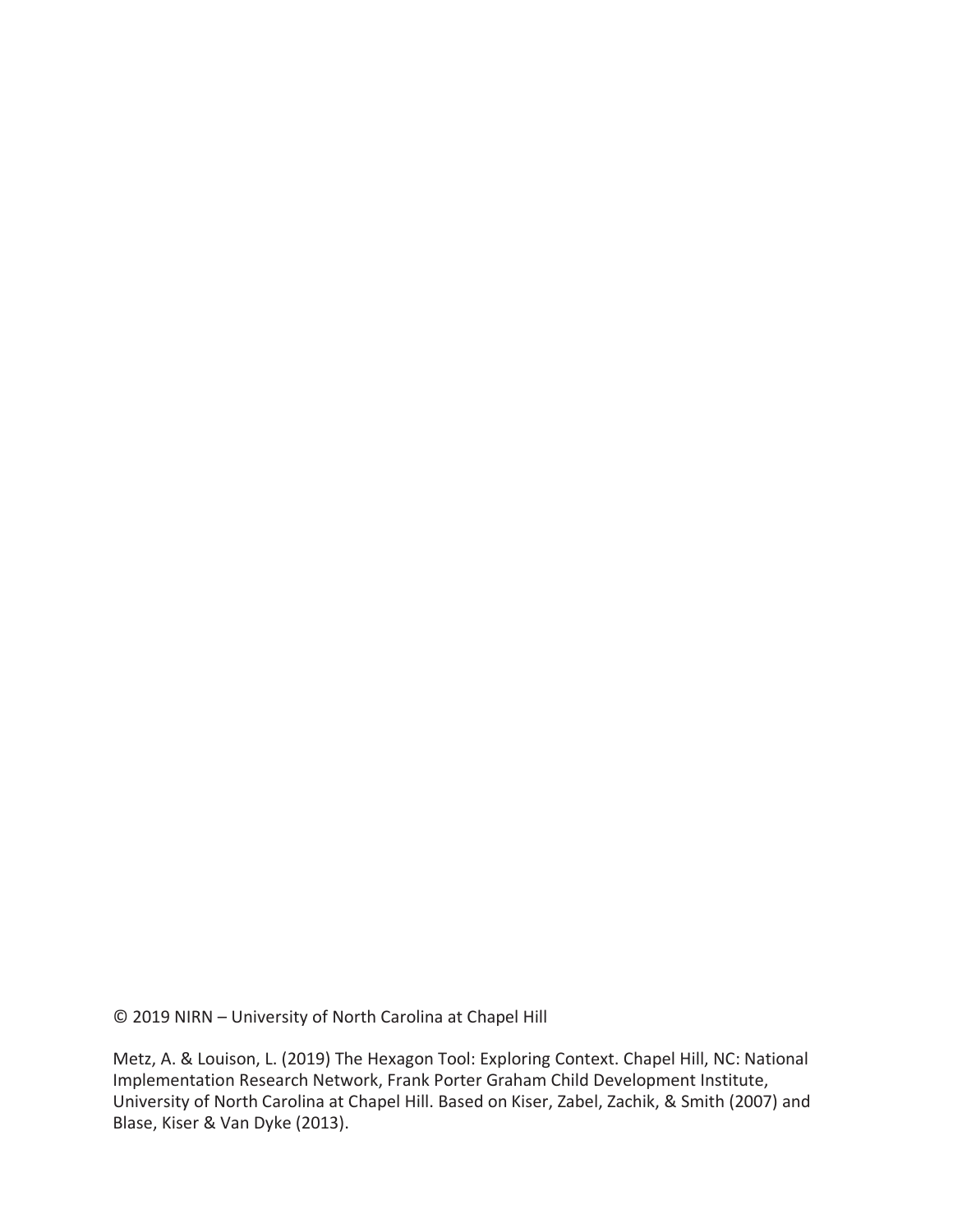© 2019 NIRN – University of North Carolina at Chapel Hill

Metz, A. & Louison, L. (2019) The Hexagon Tool: Exploring Context. Chapel Hill, NC: National Implementation Research Network, Frank Porter Graham Child Development Institute, University of North Carolina at Chapel Hill. Based on Kiser, Zabel, Zachik, & Smith (2007) and Blase, Kiser & Van Dyke (2013).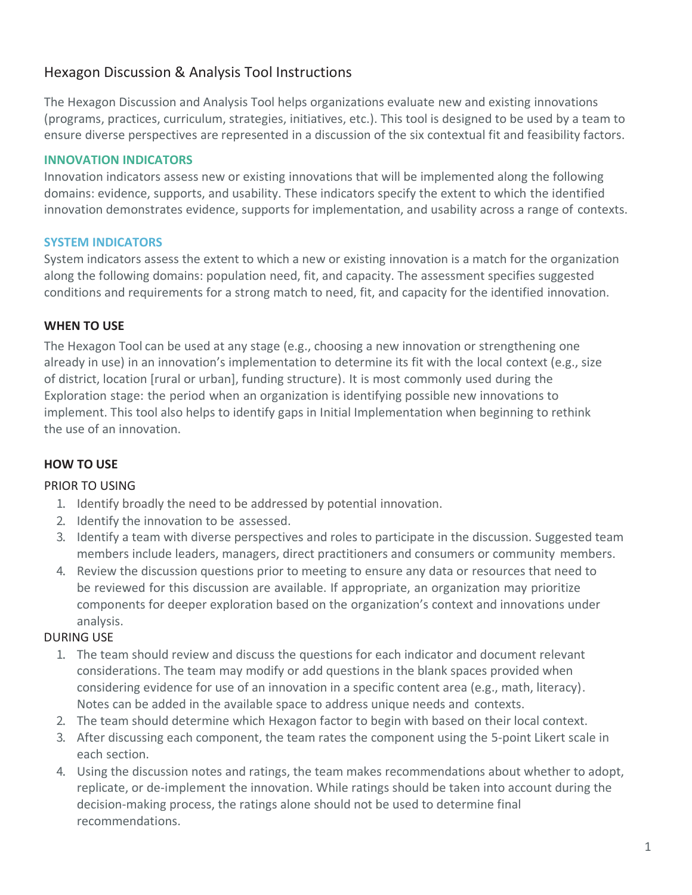# Hexagon Discussion & Analysis Tool Instructions

The Hexagon Discussion and Analysis Tool helps organizations evaluate new and existing innovations (programs, practices, curriculum, strategies, initiatives, etc.). This tool is designed to be used by a team to ensure diverse perspectives are represented in a discussion of the six contextual fit and feasibility factors.

### INNOVATION INDICATORS

Innovation indicators assess new or existing innovations that will be implemented along the following domains: evidence, supports, and usability. These indicators specify the extent to which the identified innovation demonstrates evidence, supports for implementation, and usability across a range of contexts.

### SYSTEM INDICATORS

System indicators assess the extent to which a new or existing innovation is a match for the organization along the following domains: population need, fit, and capacity. The assessment specifies suggested conditions and requirements for a strong match to need, fit, and capacity for the identified innovation.

### WHEN TO USE

The Hexagon Tool can be used at any stage (e.g., choosing a new innovation or strengthening one already in use) in an innovation's implementation to determine its fit with the local context (e.g., size of district, location [rural or urban], funding structure). It is most commonly used during the Exploration stage: the period when an organization is identifying possible new innovations to implement. This tool also helps to identify gaps in Initial Implementation when beginning to rethink the use of an innovation.

### HOW TO USE

PRIOR TO USING

1. Identify broadly the need to be addressed by potential innovation.
2. Identify the innovation to be assessed.
3. Identify a team with diverse perspectives and roles to participate in the discussion. Suggested team members include leaders, managers, direct practitioners and consumers or community members.
4. Review the discussion questions prior to meeting to ensure any data or resources that need to be reviewed for this discussion are available. If appropriate, an organization may prioritize components for deeper exploration based on the organization's context and innovations under analysis.

DURING USE

1. The team should review and discuss the questions for each indicator and document relevant considerations. The team may modify or add questions in the blank spaces provided when considering evidence for use of an innovation in a specific content area (e.g., math, literacy). Notes can be added in the available space to address unique needs and contexts.
2. The team should determine which Hexagon factor to begin with based on their local context.
3. After discussing each component, the team rates the component using the 5-point Likert scale in each section.
4. Using the discussion notes and ratings, the team makes recommendations about whether to adopt, replicate, or de-implement the innovation. While ratings should be taken into account during the decision-making process, the ratings alone should not be used to determine final recommendations.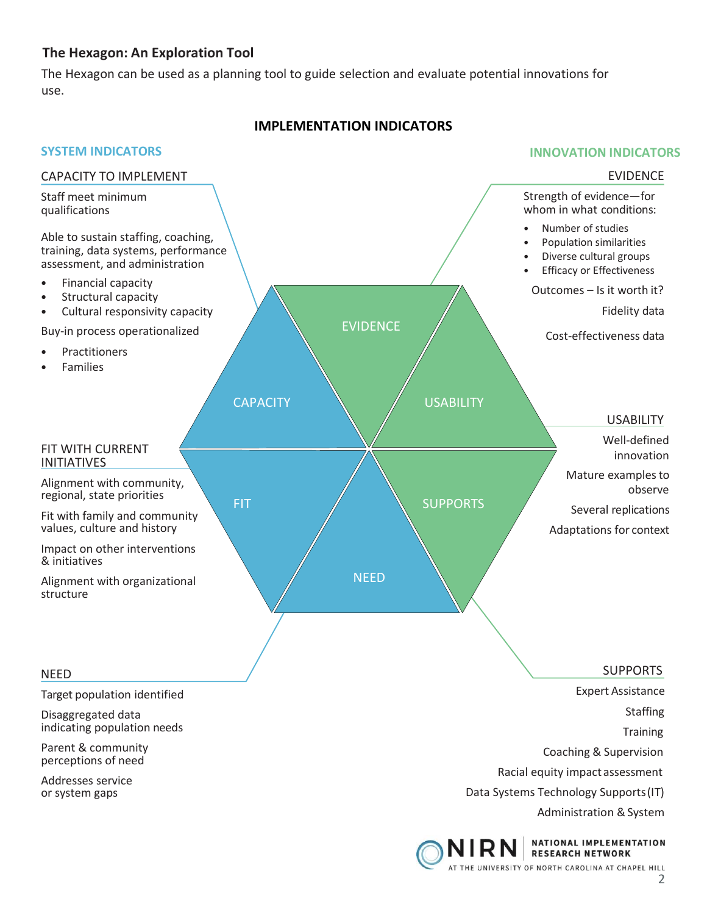## The Hexagon: An Exploration Tool

The Hexagon can be used as a planning tool to guide selection and evaluate potential innovations for use.

### IMPLEMENTATION INDICATORS

#### SYSTEM INDICATORS

**CAPACITY TO IMPLEMENT**

Staff meet minimum qualifications

Able to sustain staffing, coaching, training, data systems, performance assessment, and administration

- Financial capacity
- Structural capacity
- Cultural responsivity capacity

Buy-in process operationalized

- Practitioners
- Families

**FIT WITH CURRENT INITIATIVES**

Alignment with community, regional, state priorities

Fit with family and community values, culture and history

Impact on other interventions & initiatives

Alignment with organizational structure

**NEED**

Target population identified

Disaggregated data indicating population needs

Parent & community perceptions of need

Addresses service or system gaps

#### INNOVATION INDICATORS

**EVIDENCE**

Strength of evidence—for whom in what conditions:

- Number of studies
- Population similarities
- Diverse cultural groups
- Efficacy or Effectiveness

Outcomes – Is it worth it?

Fidelity data

Cost-effectiveness data

**USABILITY**

Well-defined innovation

Mature examples to observe

Several replications

Adaptations for context

**SUPPORTS**

Expert Assistance

Staffing

Training

Coaching & Supervision

Racial equity impact assessment

Data Systems Technology Supports (IT)

Administration & System

EVIDENCE | USABILITY | SUPPORTS | NEED | FIT | CAPACITY

NIRN NATIONAL IMPLEMENTATION RESEARCH NETWORK AT THE UNIVERSITY OF NORTH CAROLINA AT CHAPEL HILL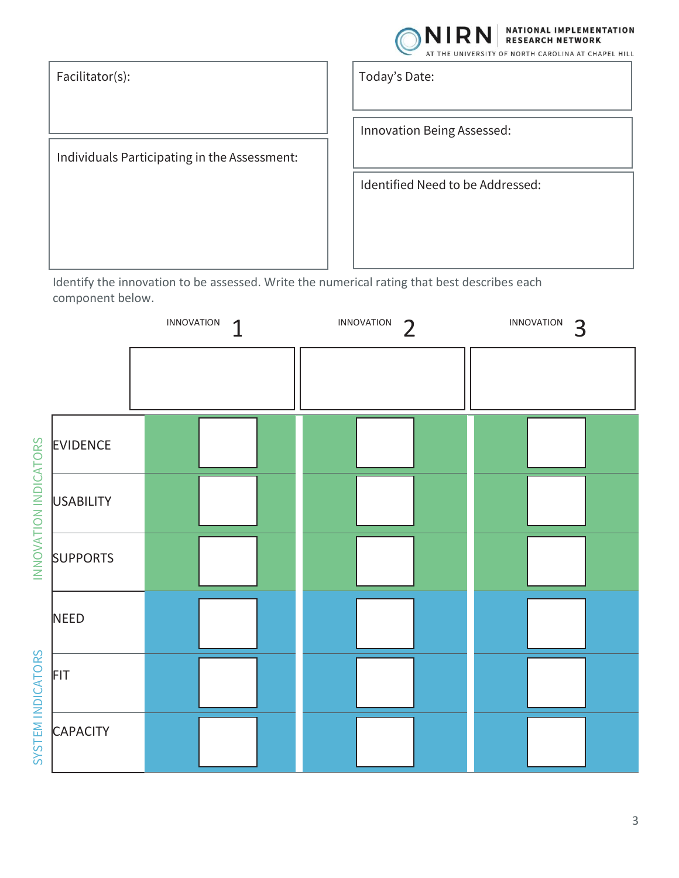NIRN NATIONAL IMPLEMENTATION RESEARCH NETWORK AT THE UNIVERSITY OF NORTH CAROLINA AT CHAPEL HILL

Facilitator(s):

Today's Date:

Innovation Being Assessed:

Individuals Participating in the Assessment:

Identified Need to be Addressed:

Identify the innovation to be assessed. Write the numerical rating that best describes each component below.

| | | INNOVATION 1 | INNOVATION 2 | INNOVATION 3 |
|---|---|---|---|---|
| | | | | |
| INNOVATION INDICATORS | EVIDENCE | | | |
| | USABILITY | | | |
| | SUPPORTS | | | |
| SYSTEM INDICATORS | NEED | | | |
| | FIT | | | |
| | CAPACITY | | | |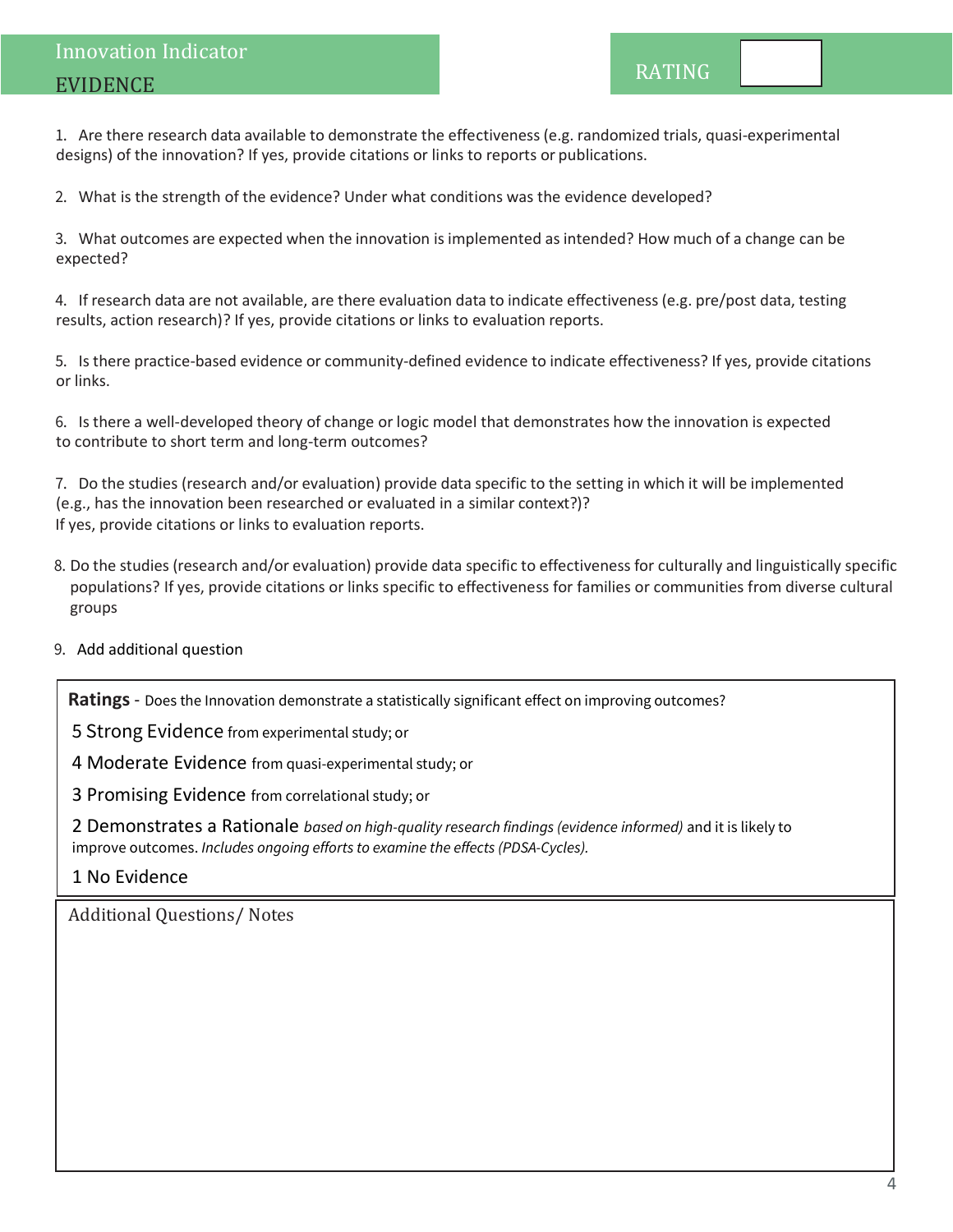## Innovation Indicator

## EVIDENCE

**RATING** 

1. Are there research data available to demonstrate the effectiveness (e.g. randomized trials, quasi-experimental designs) of the innovation? If yes, provide citations or links to reports or publications.

2. What is the strength of the evidence? Under what conditions was the evidence developed?

3. What outcomes are expected when the innovation is implemented as intended? How much of a change can be expected?

4. If research data are not available, are there evaluation data to indicate effectiveness (e.g. pre/post data, testing results, action research)? If yes, provide citations or links to evaluation reports.

5. Is there practice-based evidence or community-defined evidence to indicate effectiveness? If yes, provide citations or links.

6. Is there a well-developed theory of change or logic model that demonstrates how the innovation is expected to contribute to short term and long-term outcomes?

7. Do the studies (research and/or evaluation) provide data specific to the setting in which it will be implemented (e.g., has the innovation been researched or evaluated in a similar context?)? If yes, provide citations or links to evaluation reports.

8. Do the studies (research and/or evaluation) provide data specific to effectiveness for culturally and linguistically specific populations? If yes, provide citations or links specific to effectiveness for families or communities from diverse cultural groups

9. Add additional question

**Ratings** - Does the Innovation demonstrate a statistically significant effect on improving outcomes?

5 Strong Evidence from experimental study; or

4 Moderate Evidence from quasi-experimental study; or

3 Promising Evidence from correlational study; or

2 Demonstrates a Rationale *based on high-quality research findings (evidence informed)* and it is likely to improve outcomes. *Includes ongoing efforts to examine the effects (PDSA-Cycles).*

1 No Evidence

Additional Questions/ Notes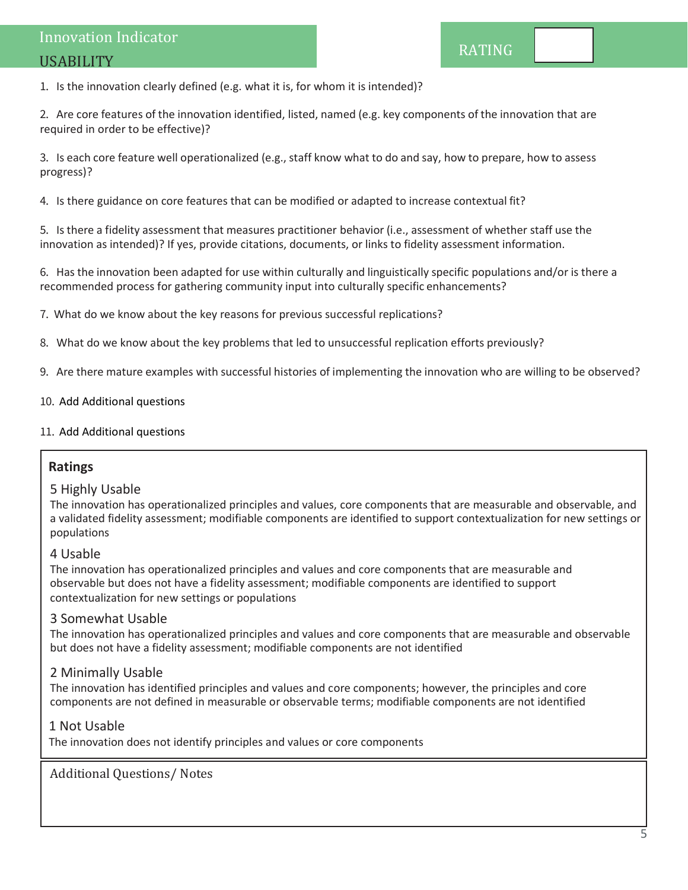## Innovation Indicator
## USABILITY

**RATING**

1. Is the innovation clearly defined (e.g. what it is, for whom it is intended)?

2. Are core features of the innovation identified, listed, named (e.g. key components of the innovation that are required in order to be effective)?

3. Is each core feature well operationalized (e.g., staff know what to do and say, how to prepare, how to assess progress)?

4. Is there guidance on core features that can be modified or adapted to increase contextual fit?

5. Is there a fidelity assessment that measures practitioner behavior (i.e., assessment of whether staff use the innovation as intended)? If yes, provide citations, documents, or links to fidelity assessment information.

6. Has the innovation been adapted for use within culturally and linguistically specific populations and/or is there a recommended process for gathering community input into culturally specific enhancements?

7. What do we know about the key reasons for previous successful replications?

8. What do we know about the key problems that led to unsuccessful replication efforts previously?

9. Are there mature examples with successful histories of implementing the innovation who are willing to be observed?

10. Add Additional questions

11. Add Additional questions

**Ratings**

5 Highly Usable
The innovation has operationalized principles and values, core components that are measurable and observable, and a validated fidelity assessment; modifiable components are identified to support contextualization for new settings or populations

4 Usable
The innovation has operationalized principles and values and core components that are measurable and observable but does not have a fidelity assessment; modifiable components are identified to support contextualization for new settings or populations

3 Somewhat Usable
The innovation has operationalized principles and values and core components that are measurable and observable but does not have a fidelity assessment; modifiable components are not identified

2 Minimally Usable
The innovation has identified principles and values and core components; however, the principles and core components are not defined in measurable or observable terms; modifiable components are not identified

1 Not Usable
The innovation does not identify principles and values or core components

Additional Questions/ Notes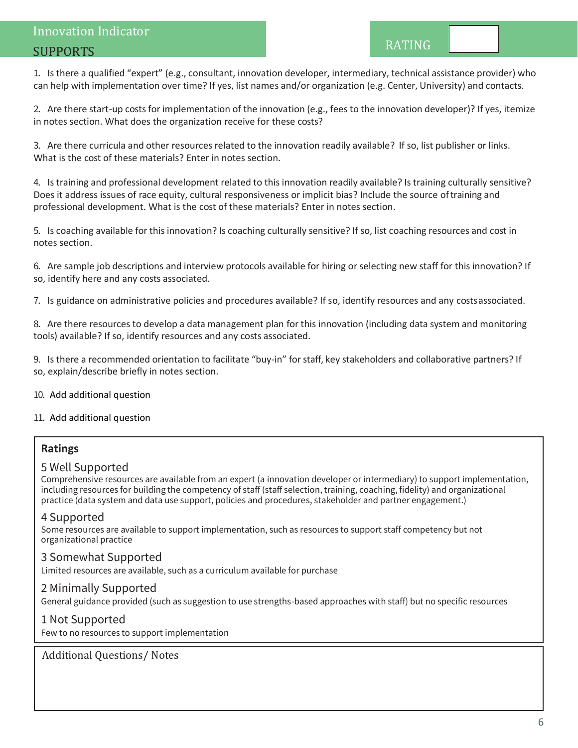## Innovation Indicator

## SUPPORTS

**RATING**

1. Is there a qualified "expert" (e.g., consultant, innovation developer, intermediary, technical assistance provider) who can help with implementation over time? If yes, list names and/or organization (e.g. Center, University) and contacts.

2. Are there start-up costs for implementation of the innovation (e.g., fees to the innovation developer)? If yes, itemize in notes section. What does the organization receive for these costs?

3. Are there curricula and other resources related to the innovation readily available? If so, list publisher or links. What is the cost of these materials? Enter in notes section.

4. Is training and professional development related to this innovation readily available? Is training culturally sensitive? Does it address issues of race equity, cultural responsiveness or implicit bias? Include the source of training and professional development. What is the cost of these materials? Enter in notes section.

5. Is coaching available for this innovation? Is coaching culturally sensitive? If so, list coaching resources and cost in notes section.

6. Are sample job descriptions and interview protocols available for hiring or selecting new staff for this innovation? If so, identify here and any costs associated.

7. Is guidance on administrative policies and procedures available? If so, identify resources and any costs associated.

8. Are there resources to develop a data management plan for this innovation (including data system and monitoring tools) available? If so, identify resources and any costs associated.

9. Is there a recommended orientation to facilitate "buy-in" for staff, key stakeholders and collaborative partners? If so, explain/describe briefly in notes section.

10. Add additional question

11. Add additional question

### Ratings

**5 Well Supported**
Comprehensive resources are available from an expert (a innovation developer or intermediary) to support implementation, including resources for building the competency of staff (staff selection, training, coaching, fidelity) and organizational practice (data system and data use support, policies and procedures, stakeholder and partner engagement.)

**4 Supported**
Some resources are available to support implementation, such as resources to support staff competency but not organizational practice

**3 Somewhat Supported**
Limited resources are available, such as a curriculum available for purchase

**2 Minimally Supported**
General guidance provided (such as suggestion to use strengths-based approaches with staff) but no specific resources

**1 Not Supported**
Few to no resources to support implementation

### Additional Questions/ Notes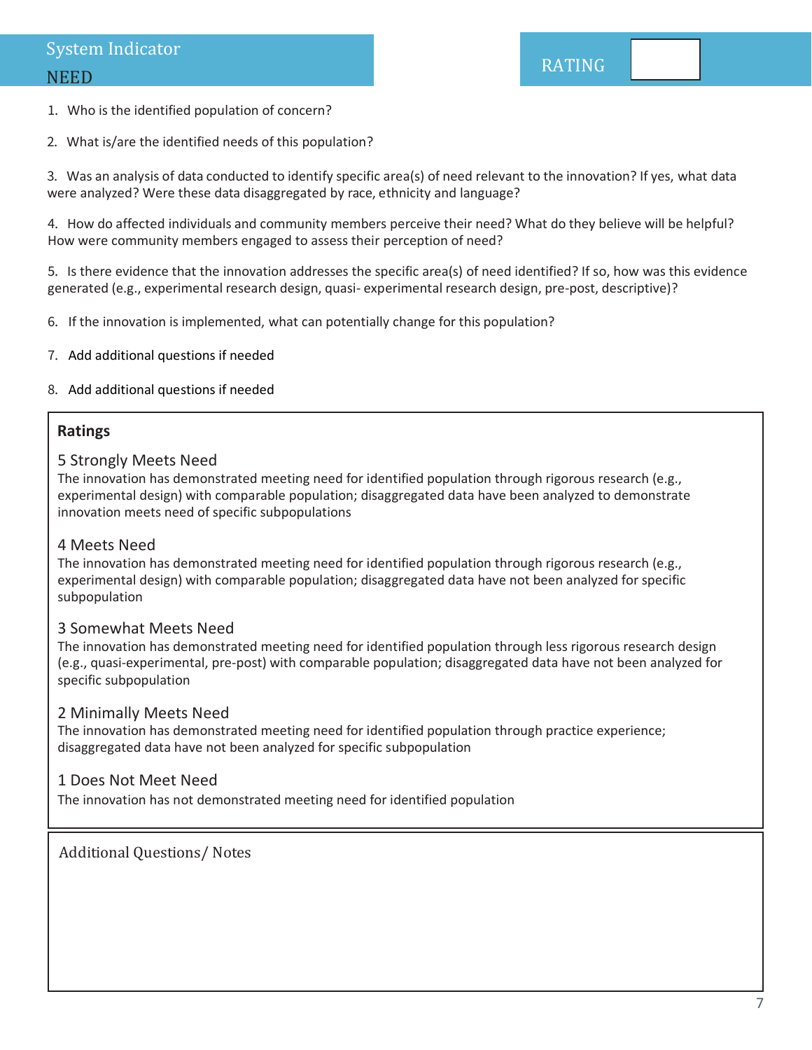## System Indicator

## NEED

**RATING**

1. Who is the identified population of concern?

2. What is/are the identified needs of this population?

3. Was an analysis of data conducted to identify specific area(s) of need relevant to the innovation? If yes, what data were analyzed? Were these data disaggregated by race, ethnicity and language?

4. How do affected individuals and community members perceive their need? What do they believe will be helpful? How were community members engaged to assess their perception of need?

5. Is there evidence that the innovation addresses the specific area(s) of need identified? If so, how was this evidence generated (e.g., experimental research design, quasi- experimental research design, pre-post, descriptive)?

6. If the innovation is implemented, what can potentially change for this population?

7. Add additional questions if needed

8. Add additional questions if needed

### Ratings

**5 Strongly Meets Need**
The innovation has demonstrated meeting need for identified population through rigorous research (e.g., experimental design) with comparable population; disaggregated data have been analyzed to demonstrate innovation meets need of specific subpopulations

**4 Meets Need**
The innovation has demonstrated meeting need for identified population through rigorous research (e.g., experimental design) with comparable population; disaggregated data have not been analyzed for specific subpopulation

**3 Somewhat Meets Need**
The innovation has demonstrated meeting need for identified population through less rigorous research design (e.g., quasi-experimental, pre-post) with comparable population; disaggregated data have not been analyzed for specific subpopulation

**2 Minimally Meets Need**
The innovation has demonstrated meeting need for identified population through practice experience; disaggregated data have not been analyzed for specific subpopulation

**1 Does Not Meet Need**
The innovation has not demonstrated meeting need for identified population

Additional Questions/ Notes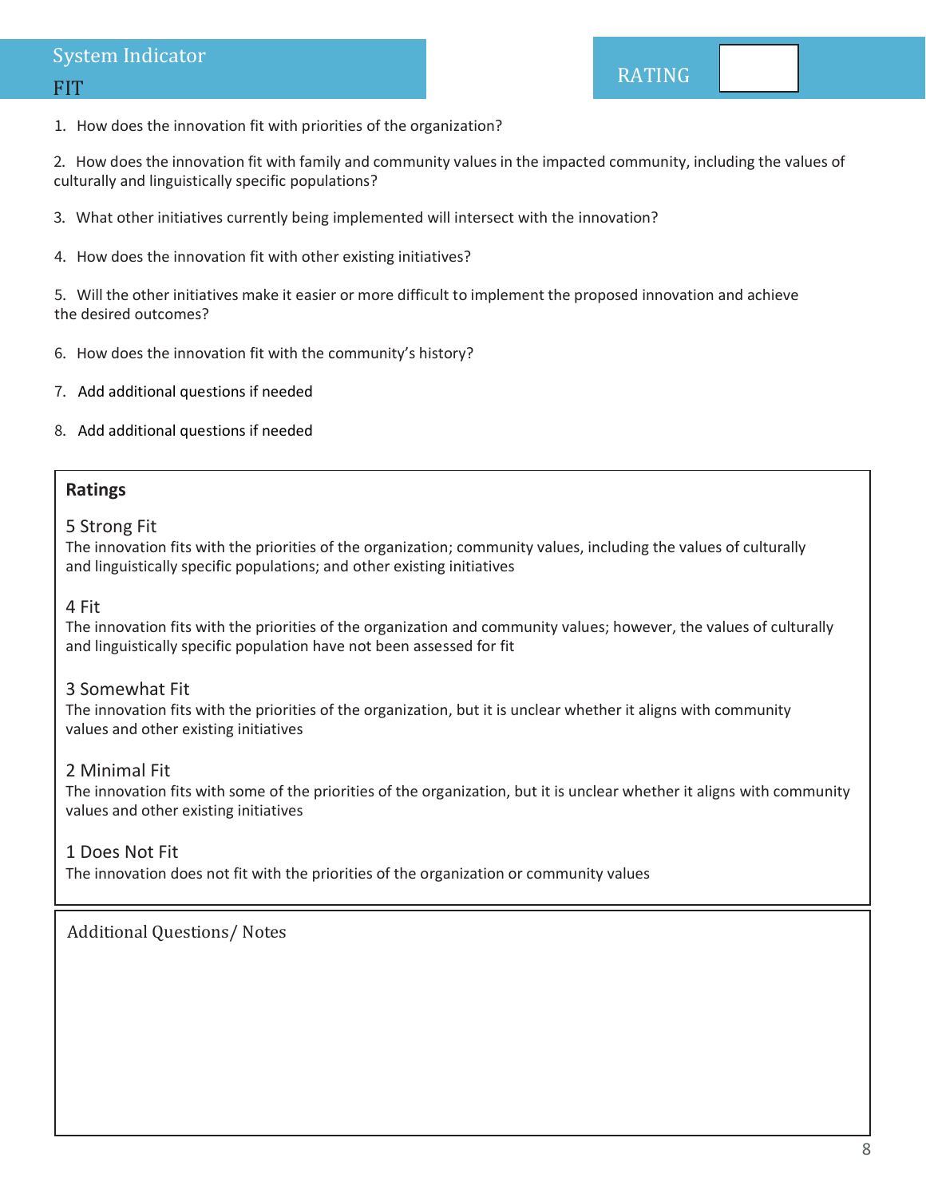## System Indicator

## FIT

RATING

1. How does the innovation fit with priorities of the organization?
2. How does the innovation fit with family and community values in the impacted community, including the values of culturally and linguistically specific populations?
3. What other initiatives currently being implemented will intersect with the innovation?
4. How does the innovation fit with other existing initiatives?
5. Will the other initiatives make it easier or more difficult to implement the proposed innovation and achieve the desired outcomes?
6. How does the innovation fit with the community's history?
7. Add additional questions if needed
8. Add additional questions if needed

**Ratings**

5 Strong Fit
The innovation fits with the priorities of the organization; community values, including the values of culturally and linguistically specific populations; and other existing initiatives

4 Fit
The innovation fits with the priorities of the organization and community values; however, the values of culturally and linguistically specific population have not been assessed for fit

3 Somewhat Fit
The innovation fits with the priorities of the organization, but it is unclear whether it aligns with community values and other existing initiatives

2 Minimal Fit
The innovation fits with some of the priorities of the organization, but it is unclear whether it aligns with community values and other existing initiatives

1 Does Not Fit
The innovation does not fit with the priorities of the organization or community values

Additional Questions/ Notes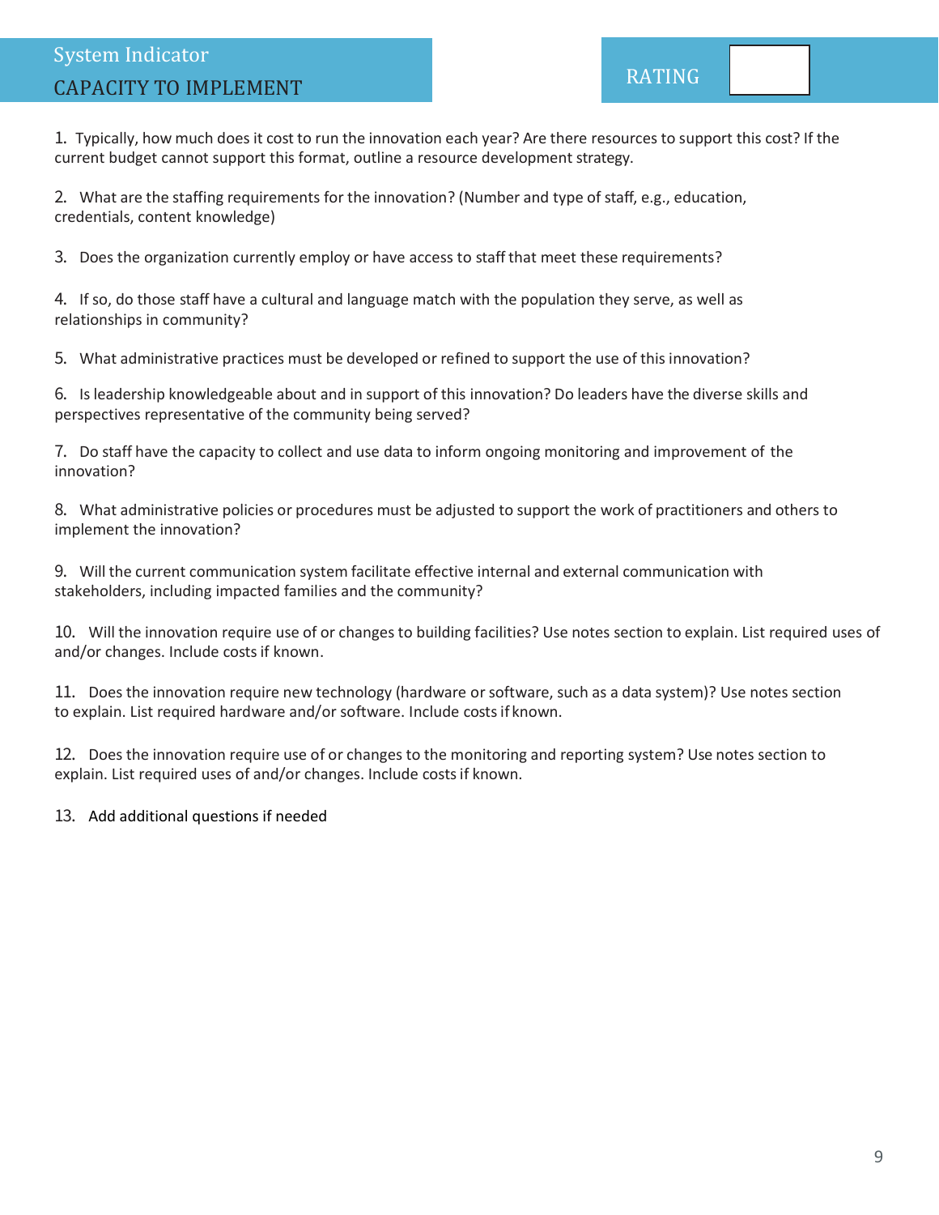System Indicator

## CAPACITY TO IMPLEMENT

RATING

1. Typically, how much does it cost to run the innovation each year? Are there resources to support this cost? If the current budget cannot support this format, outline a resource development strategy.

2. What are the staffing requirements for the innovation? (Number and type of staff, e.g., education, credentials, content knowledge)

3. Does the organization currently employ or have access to staff that meet these requirements?

4. If so, do those staff have a cultural and language match with the population they serve, as well as relationships in community?

5. What administrative practices must be developed or refined to support the use of this innovation?

6. Is leadership knowledgeable about and in support of this innovation? Do leaders have the diverse skills and perspectives representative of the community being served?

7. Do staff have the capacity to collect and use data to inform ongoing monitoring and improvement of the innovation?

8. What administrative policies or procedures must be adjusted to support the work of practitioners and others to implement the innovation?

9. Will the current communication system facilitate effective internal and external communication with stakeholders, including impacted families and the community?

10. Will the innovation require use of or changes to building facilities? Use notes section to explain. List required uses of and/or changes. Include costs if known.

11. Does the innovation require new technology (hardware or software, such as a data system)? Use notes section to explain. List required hardware and/or software. Include costs if known.

12. Does the innovation require use of or changes to the monitoring and reporting system? Use notes section to explain. List required uses of and/or changes. Include costs if known.

13. Add additional questions if needed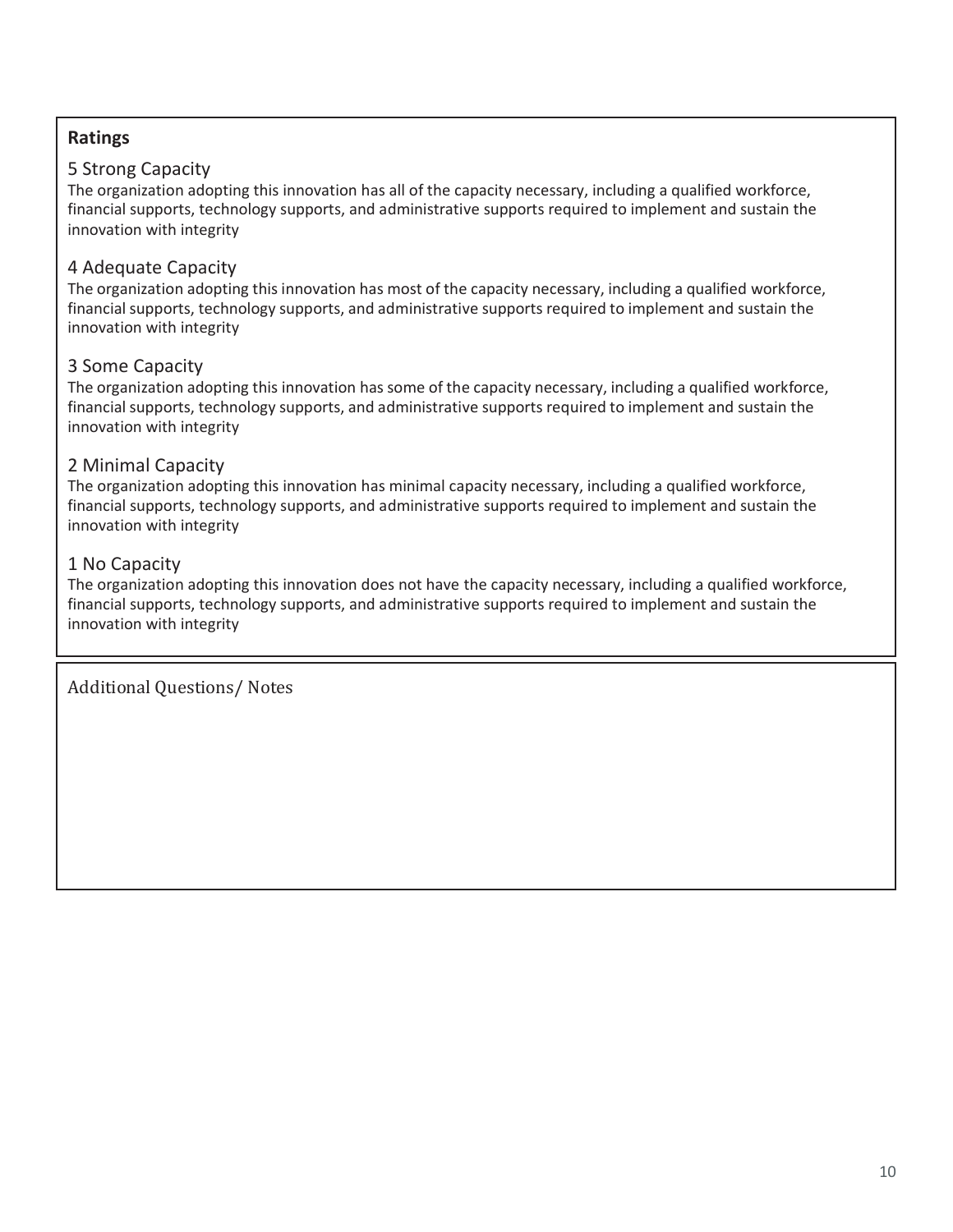**Ratings**

5 Strong Capacity

The organization adopting this innovation has all of the capacity necessary, including a qualified workforce, financial supports, technology supports, and administrative supports required to implement and sustain the innovation with integrity

4 Adequate Capacity

The organization adopting this innovation has most of the capacity necessary, including a qualified workforce, financial supports, technology supports, and administrative supports required to implement and sustain the innovation with integrity

3 Some Capacity

The organization adopting this innovation has some of the capacity necessary, including a qualified workforce, financial supports, technology supports, and administrative supports required to implement and sustain the innovation with integrity

2 Minimal Capacity

The organization adopting this innovation has minimal capacity necessary, including a qualified workforce, financial supports, technology supports, and administrative supports required to implement and sustain the innovation with integrity

1 No Capacity

The organization adopting this innovation does not have the capacity necessary, including a qualified workforce, financial supports, technology supports, and administrative supports required to implement and sustain the innovation with integrity

Additional Questions/ Notes